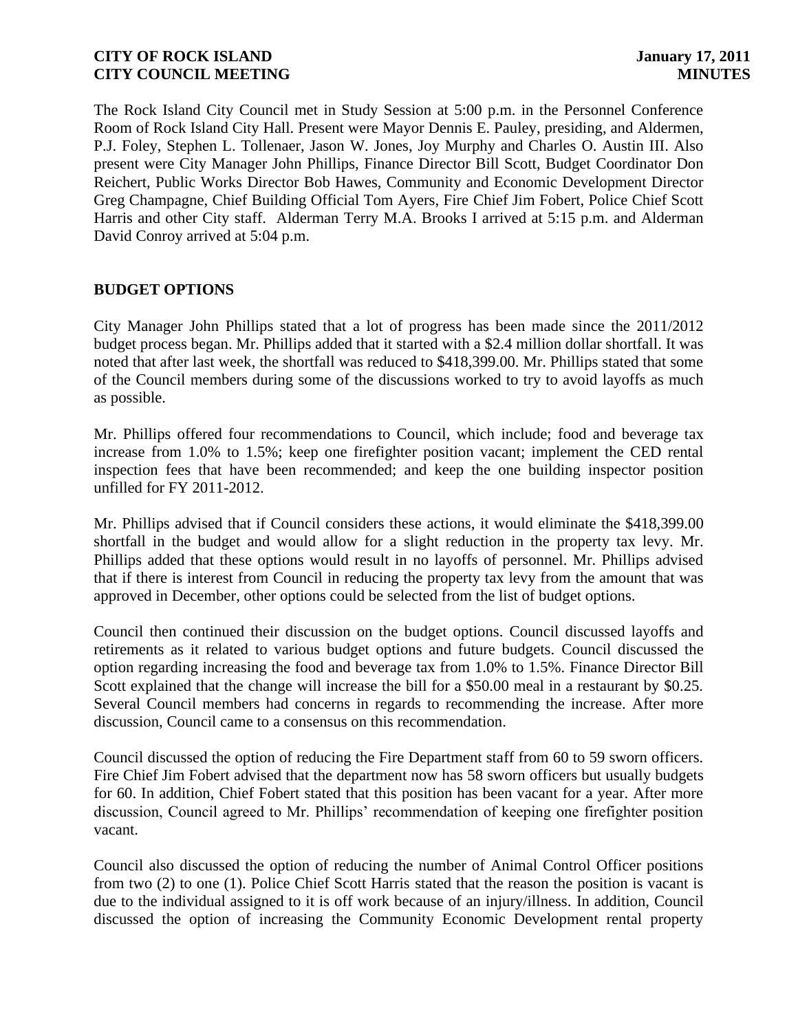The Rock Island City Council met in Study Session at 5:00 p.m. in the Personnel Conference Room of Rock Island City Hall. Present were Mayor Dennis E. Pauley, presiding, and Aldermen, P.J. Foley, Stephen L. Tollenaer, Jason W. Jones, Joy Murphy and Charles O. Austin III. Also present were City Manager John Phillips, Finance Director Bill Scott, Budget Coordinator Don Reichert, Public Works Director Bob Hawes, Community and Economic Development Director Greg Champagne, Chief Building Official Tom Ayers, Fire Chief Jim Fobert, Police Chief Scott Harris and other City staff. Alderman Terry M.A. Brooks I arrived at 5:15 p.m. and Alderman David Conroy arrived at 5:04 p.m.

## BUDGET OPTIONS

City Manager John Phillips stated that a lot of progress has been made since the 2011/2012 budget process began. Mr. Phillips added that it started with a $2.4 million dollar shortfall. It was noted that after last week, the shortfall was reduced to $418,399.00. Mr. Phillips stated that some of the Council members during some of the discussions worked to try to avoid layoffs as much as possible.

Mr. Phillips offered four recommendations to Council, which include; food and beverage tax increase from 1.0% to 1.5%; keep one firefighter position vacant; implement the CED rental inspection fees that have been recommended; and keep the one building inspector position unfilled for FY 2011-2012.

Mr. Phillips advised that if Council considers these actions, it would eliminate the $418,399.00 shortfall in the budget and would allow for a slight reduction in the property tax levy. Mr. Phillips added that these options would result in no layoffs of personnel. Mr. Phillips advised that if there is interest from Council in reducing the property tax levy from the amount that was approved in December, other options could be selected from the list of budget options.

Council then continued their discussion on the budget options. Council discussed layoffs and retirements as it related to various budget options and future budgets. Council discussed the option regarding increasing the food and beverage tax from 1.0% to 1.5%. Finance Director Bill Scott explained that the change will increase the bill for a $50.00 meal in a restaurant by $0.25. Several Council members had concerns in regards to recommending the increase. After more discussion, Council came to a consensus on this recommendation.

Council discussed the option of reducing the Fire Department staff from 60 to 59 sworn officers. Fire Chief Jim Fobert advised that the department now has 58 sworn officers but usually budgets for 60. In addition, Chief Fobert stated that this position has been vacant for a year. After more discussion, Council agreed to Mr. Phillips' recommendation of keeping one firefighter position vacant.

Council also discussed the option of reducing the number of Animal Control Officer positions from two (2) to one (1). Police Chief Scott Harris stated that the reason the position is vacant is due to the individual assigned to it is off work because of an injury/illness. In addition, Council discussed the option of increasing the Community Economic Development rental property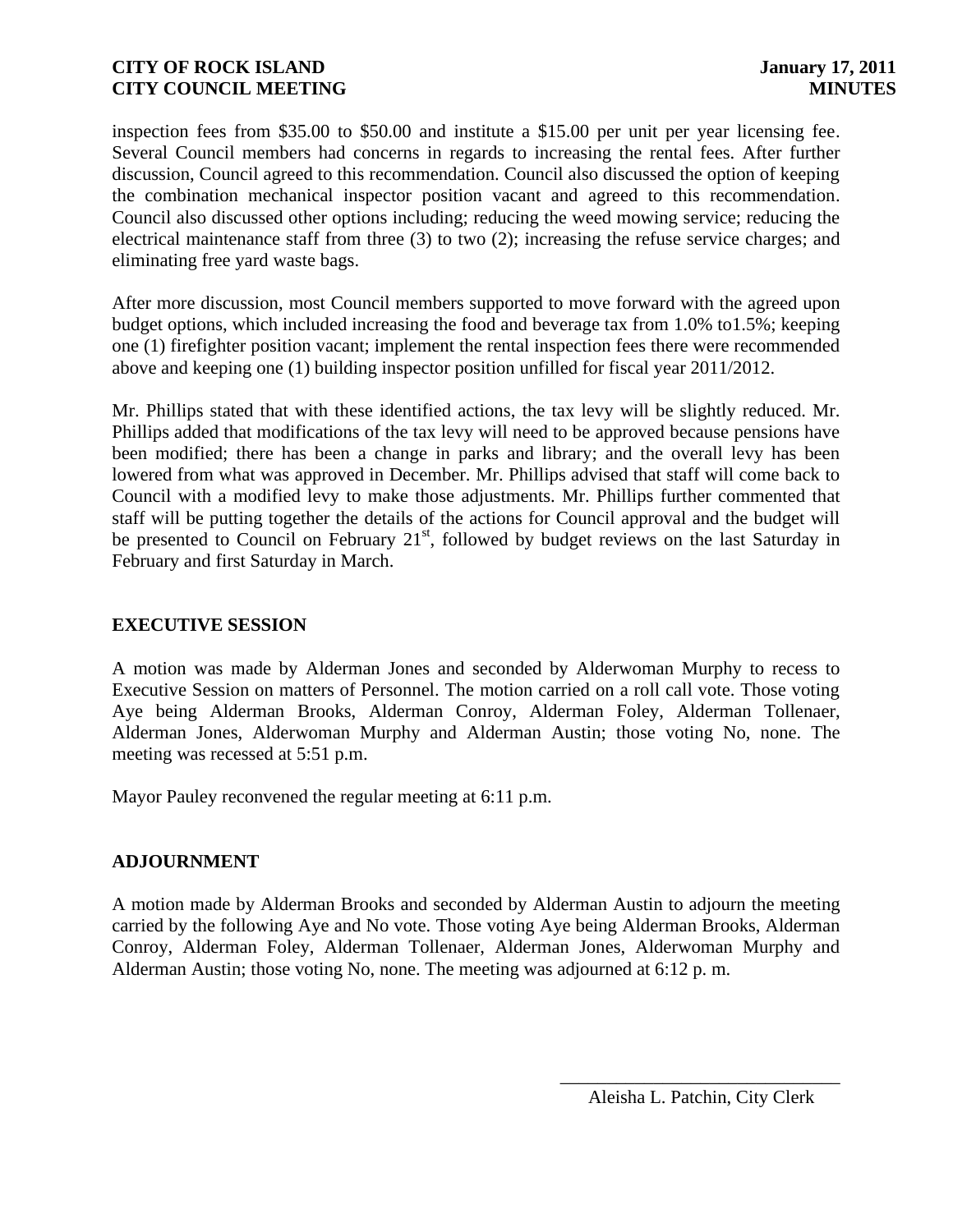inspection fees from $35.00 to $50.00 and institute a $15.00 per unit per year licensing fee. Several Council members had concerns in regards to increasing the rental fees. After further discussion, Council agreed to this recommendation. Council also discussed the option of keeping the combination mechanical inspector position vacant and agreed to this recommendation. Council also discussed other options including; reducing the weed mowing service; reducing the electrical maintenance staff from three (3) to two (2); increasing the refuse service charges; and eliminating free yard waste bags.

After more discussion, most Council members supported to move forward with the agreed upon budget options, which included increasing the food and beverage tax from 1.0% to1.5%; keeping one (1) firefighter position vacant; implement the rental inspection fees there were recommended above and keeping one (1) building inspector position unfilled for fiscal year 2011/2012.

Mr. Phillips stated that with these identified actions, the tax levy will be slightly reduced. Mr. Phillips added that modifications of the tax levy will need to be approved because pensions have been modified; there has been a change in parks and library; and the overall levy has been lowered from what was approved in December. Mr. Phillips advised that staff will come back to Council with a modified levy to make those adjustments. Mr. Phillips further commented that staff will be putting together the details of the actions for Council approval and the budget will be presented to Council on February 21st, followed by budget reviews on the last Saturday in February and first Saturday in March.

## EXECUTIVE SESSION

A motion was made by Alderman Jones and seconded by Alderwoman Murphy to recess to Executive Session on matters of Personnel. The motion carried on a roll call vote. Those voting Aye being Alderman Brooks, Alderman Conroy, Alderman Foley, Alderman Tollenaer, Alderman Jones, Alderwoman Murphy and Alderman Austin; those voting No, none. The meeting was recessed at 5:51 p.m.

Mayor Pauley reconvened the regular meeting at 6:11 p.m.

## ADJOURNMENT

A motion made by Alderman Brooks and seconded by Alderman Austin to adjourn the meeting carried by the following Aye and No vote. Those voting Aye being Alderman Brooks, Alderman Conroy, Alderman Foley, Alderman Tollenaer, Alderman Jones, Alderwoman Murphy and Alderman Austin; those voting No, none. The meeting was adjourned at 6:12 p. m.

\_\_\_\_\_\_\_\_\_\_\_\_\_\_\_\_\_\_\_\_\_\_\_\_\_\_\_\_\_\_

Aleisha L. Patchin, City Clerk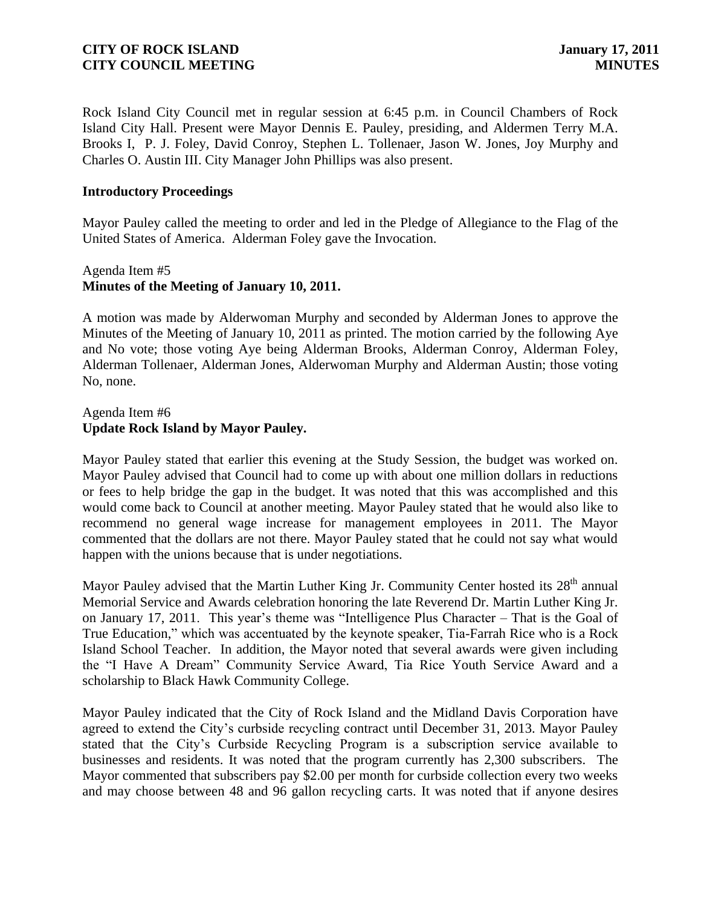Rock Island City Council met in regular session at 6:45 p.m. in Council Chambers of Rock Island City Hall. Present were Mayor Dennis E. Pauley, presiding, and Aldermen Terry M.A. Brooks I, P. J. Foley, David Conroy, Stephen L. Tollenaer, Jason W. Jones, Joy Murphy and Charles O. Austin III. City Manager John Phillips was also present.

### Introductory Proceedings

Mayor Pauley called the meeting to order and led in the Pledge of Allegiance to the Flag of the United States of America. Alderman Foley gave the Invocation.

Agenda Item #5
**Minutes of the Meeting of January 10, 2011.**

A motion was made by Alderwoman Murphy and seconded by Alderman Jones to approve the Minutes of the Meeting of January 10, 2011 as printed. The motion carried by the following Aye and No vote; those voting Aye being Alderman Brooks, Alderman Conroy, Alderman Foley, Alderman Tollenaer, Alderman Jones, Alderwoman Murphy and Alderman Austin; those voting No, none.

Agenda Item #6
**Update Rock Island by Mayor Pauley.**

Mayor Pauley stated that earlier this evening at the Study Session, the budget was worked on. Mayor Pauley advised that Council had to come up with about one million dollars in reductions or fees to help bridge the gap in the budget. It was noted that this was accomplished and this would come back to Council at another meeting. Mayor Pauley stated that he would also like to recommend no general wage increase for management employees in 2011. The Mayor commented that the dollars are not there. Mayor Pauley stated that he could not say what would happen with the unions because that is under negotiations.

Mayor Pauley advised that the Martin Luther King Jr. Community Center hosted its 28th annual Memorial Service and Awards celebration honoring the late Reverend Dr. Martin Luther King Jr. on January 17, 2011. This year's theme was "Intelligence Plus Character – That is the Goal of True Education," which was accentuated by the keynote speaker, Tia-Farrah Rice who is a Rock Island School Teacher. In addition, the Mayor noted that several awards were given including the "I Have A Dream" Community Service Award, Tia Rice Youth Service Award and a scholarship to Black Hawk Community College.

Mayor Pauley indicated that the City of Rock Island and the Midland Davis Corporation have agreed to extend the City's curbside recycling contract until December 31, 2013. Mayor Pauley stated that the City's Curbside Recycling Program is a subscription service available to businesses and residents. It was noted that the program currently has 2,300 subscribers. The Mayor commented that subscribers pay $2.00 per month for curbside collection every two weeks and may choose between 48 and 96 gallon recycling carts. It was noted that if anyone desires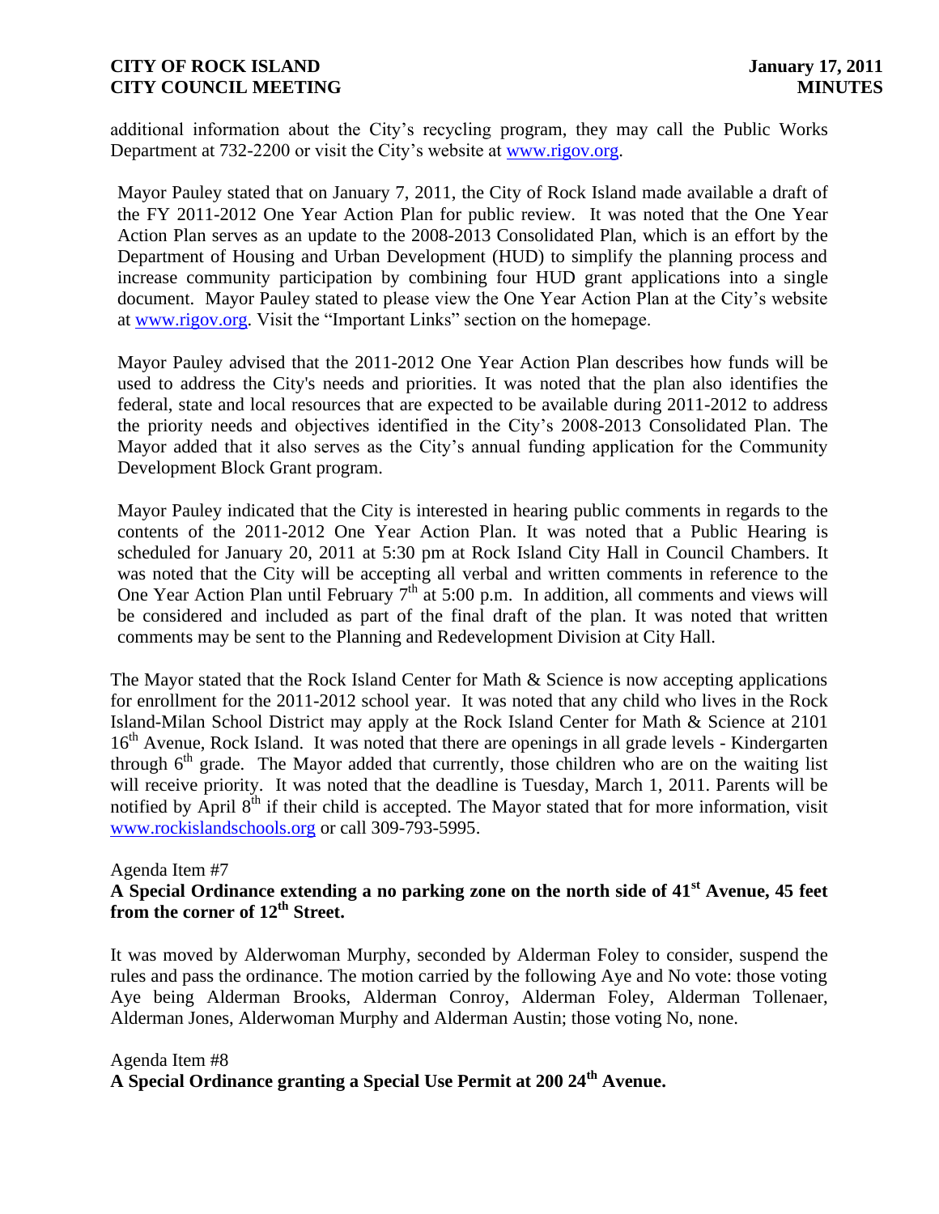additional information about the City's recycling program, they may call the Public Works Department at 732-2200 or visit the City's website at [www.rigov.org](http://www.rigov.org).

Mayor Pauley stated that on January 7, 2011, the City of Rock Island made available a draft of the FY 2011-2012 One Year Action Plan for public review. It was noted that the One Year Action Plan serves as an update to the 2008-2013 Consolidated Plan, which is an effort by the Department of Housing and Urban Development (HUD) to simplify the planning process and increase community participation by combining four HUD grant applications into a single document. Mayor Pauley stated to please view the One Year Action Plan at the City's website at [www.rigov.org](http://www.rigov.org). Visit the "Important Links" section on the homepage.

Mayor Pauley advised that the 2011-2012 One Year Action Plan describes how funds will be used to address the City's needs and priorities. It was noted that the plan also identifies the federal, state and local resources that are expected to be available during 2011-2012 to address the priority needs and objectives identified in the City's 2008-2013 Consolidated Plan. The Mayor added that it also serves as the City's annual funding application for the Community Development Block Grant program.

Mayor Pauley indicated that the City is interested in hearing public comments in regards to the contents of the 2011-2012 One Year Action Plan. It was noted that a Public Hearing is scheduled for January 20, 2011 at 5:30 pm at Rock Island City Hall in Council Chambers. It was noted that the City will be accepting all verbal and written comments in reference to the One Year Action Plan until February 7th at 5:00 p.m. In addition, all comments and views will be considered and included as part of the final draft of the plan. It was noted that written comments may be sent to the Planning and Redevelopment Division at City Hall.

The Mayor stated that the Rock Island Center for Math & Science is now accepting applications for enrollment for the 2011-2012 school year. It was noted that any child who lives in the Rock Island-Milan School District may apply at the Rock Island Center for Math & Science at 2101 16th Avenue, Rock Island. It was noted that there are openings in all grade levels - Kindergarten through 6th grade. The Mayor added that currently, those children who are on the waiting list will receive priority. It was noted that the deadline is Tuesday, March 1, 2011. Parents will be notified by April 8th if their child is accepted. The Mayor stated that for more information, visit [www.rockislandschools.org](http://www.rockislandschools.org) or call 309-793-5995.

Agenda Item #7
**A Special Ordinance extending a no parking zone on the north side of 41st Avenue, 45 feet from the corner of 12th Street.**

It was moved by Alderwoman Murphy, seconded by Alderman Foley to consider, suspend the rules and pass the ordinance. The motion carried by the following Aye and No vote: those voting Aye being Alderman Brooks, Alderman Conroy, Alderman Foley, Alderman Tollenaer, Alderman Jones, Alderwoman Murphy and Alderman Austin; those voting No, none.

Agenda Item #8
**A Special Ordinance granting a Special Use Permit at 200 24th Avenue.**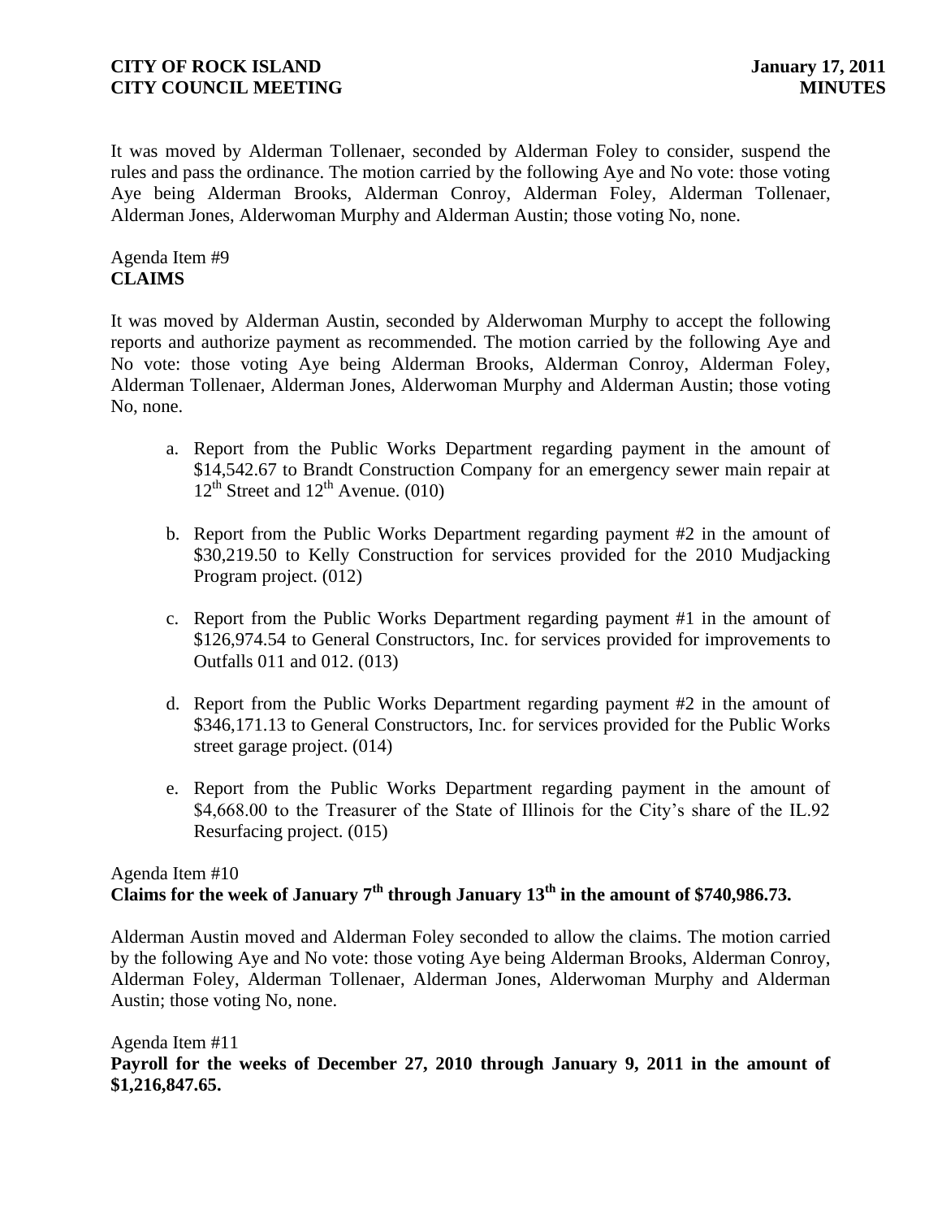It was moved by Alderman Tollenaer, seconded by Alderman Foley to consider, suspend the rules and pass the ordinance. The motion carried by the following Aye and No vote: those voting Aye being Alderman Brooks, Alderman Conroy, Alderman Foley, Alderman Tollenaer, Alderman Jones, Alderwoman Murphy and Alderman Austin; those voting No, none.

Agenda Item #9
**CLAIMS**

It was moved by Alderman Austin, seconded by Alderwoman Murphy to accept the following reports and authorize payment as recommended. The motion carried by the following Aye and No vote: those voting Aye being Alderman Brooks, Alderman Conroy, Alderman Foley, Alderman Tollenaer, Alderman Jones, Alderwoman Murphy and Alderman Austin; those voting No, none.

a. Report from the Public Works Department regarding payment in the amount of $14,542.67 to Brandt Construction Company for an emergency sewer main repair at 12th Street and 12th Avenue. (010)

b. Report from the Public Works Department regarding payment #2 in the amount of $30,219.50 to Kelly Construction for services provided for the 2010 Mudjacking Program project. (012)

c. Report from the Public Works Department regarding payment #1 in the amount of $126,974.54 to General Constructors, Inc. for services provided for improvements to Outfalls 011 and 012. (013)

d. Report from the Public Works Department regarding payment #2 in the amount of $346,171.13 to General Constructors, Inc. for services provided for the Public Works street garage project. (014)

e. Report from the Public Works Department regarding payment in the amount of $4,668.00 to the Treasurer of the State of Illinois for the City's share of the IL.92 Resurfacing project. (015)

Agenda Item #10
**Claims for the week of January 7th through January 13th in the amount of $740,986.73.**

Alderman Austin moved and Alderman Foley seconded to allow the claims. The motion carried by the following Aye and No vote: those voting Aye being Alderman Brooks, Alderman Conroy, Alderman Foley, Alderman Tollenaer, Alderman Jones, Alderwoman Murphy and Alderman Austin; those voting No, none.

Agenda Item #11
**Payroll for the weeks of December 27, 2010 through January 9, 2011 in the amount of $1,216,847.65.**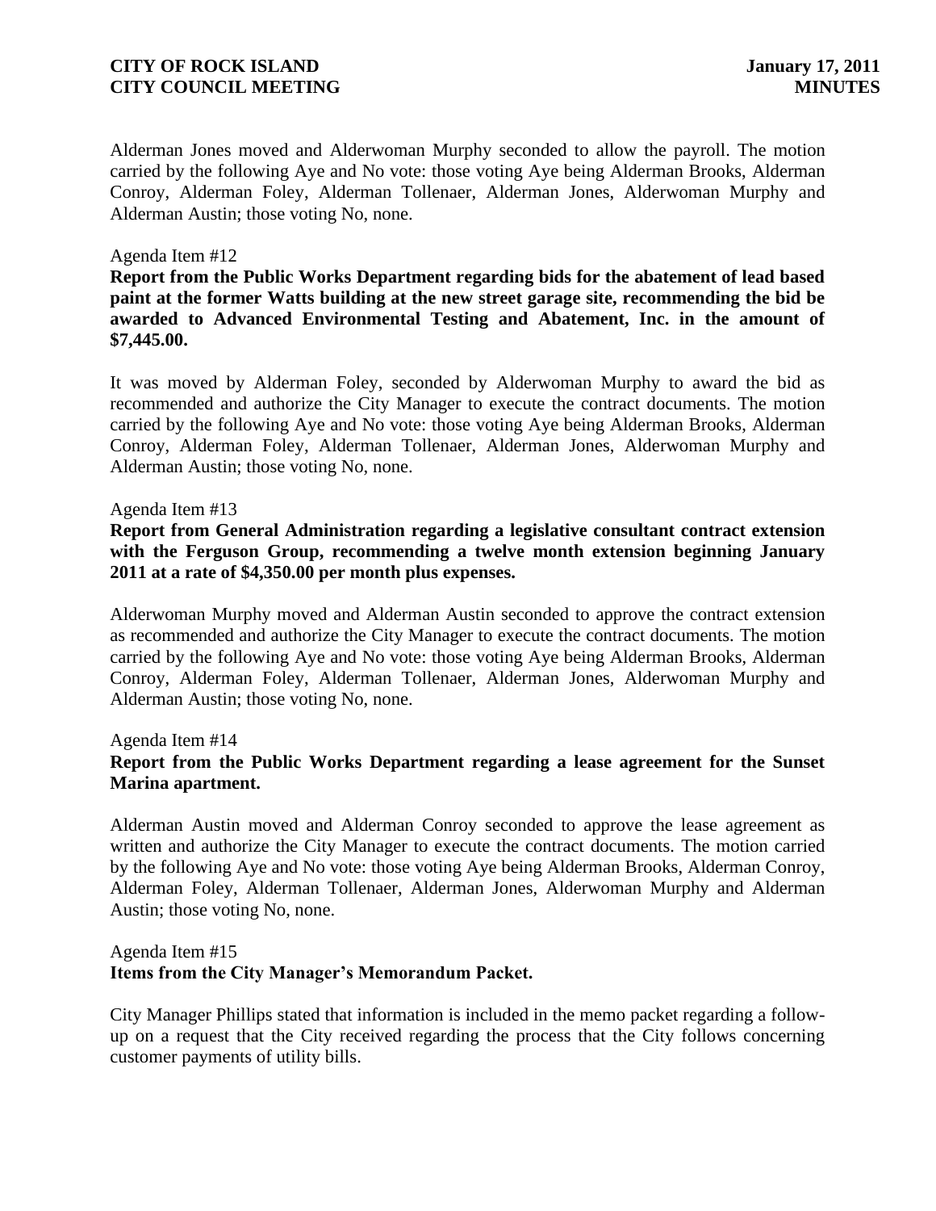Alderman Jones moved and Alderwoman Murphy seconded to allow the payroll. The motion carried by the following Aye and No vote: those voting Aye being Alderman Brooks, Alderman Conroy, Alderman Foley, Alderman Tollenaer, Alderman Jones, Alderwoman Murphy and Alderman Austin; those voting No, none.

Agenda Item #12

**Report from the Public Works Department regarding bids for the abatement of lead based paint at the former Watts building at the new street garage site, recommending the bid be awarded to Advanced Environmental Testing and Abatement, Inc. in the amount of $7,445.00.**

It was moved by Alderman Foley, seconded by Alderwoman Murphy to award the bid as recommended and authorize the City Manager to execute the contract documents. The motion carried by the following Aye and No vote: those voting Aye being Alderman Brooks, Alderman Conroy, Alderman Foley, Alderman Tollenaer, Alderman Jones, Alderwoman Murphy and Alderman Austin; those voting No, none.

Agenda Item #13

**Report from General Administration regarding a legislative consultant contract extension with the Ferguson Group, recommending a twelve month extension beginning January 2011 at a rate of $4,350.00 per month plus expenses.**

Alderwoman Murphy moved and Alderman Austin seconded to approve the contract extension as recommended and authorize the City Manager to execute the contract documents. The motion carried by the following Aye and No vote: those voting Aye being Alderman Brooks, Alderman Conroy, Alderman Foley, Alderman Tollenaer, Alderman Jones, Alderwoman Murphy and Alderman Austin; those voting No, none.

Agenda Item #14

**Report from the Public Works Department regarding a lease agreement for the Sunset Marina apartment.**

Alderman Austin moved and Alderman Conroy seconded to approve the lease agreement as written and authorize the City Manager to execute the contract documents. The motion carried by the following Aye and No vote: those voting Aye being Alderman Brooks, Alderman Conroy, Alderman Foley, Alderman Tollenaer, Alderman Jones, Alderwoman Murphy and Alderman Austin; those voting No, none.

Agenda Item #15

**Items from the City Manager's Memorandum Packet.**

City Manager Phillips stated that information is included in the memo packet regarding a follow-up on a request that the City received regarding the process that the City follows concerning customer payments of utility bills.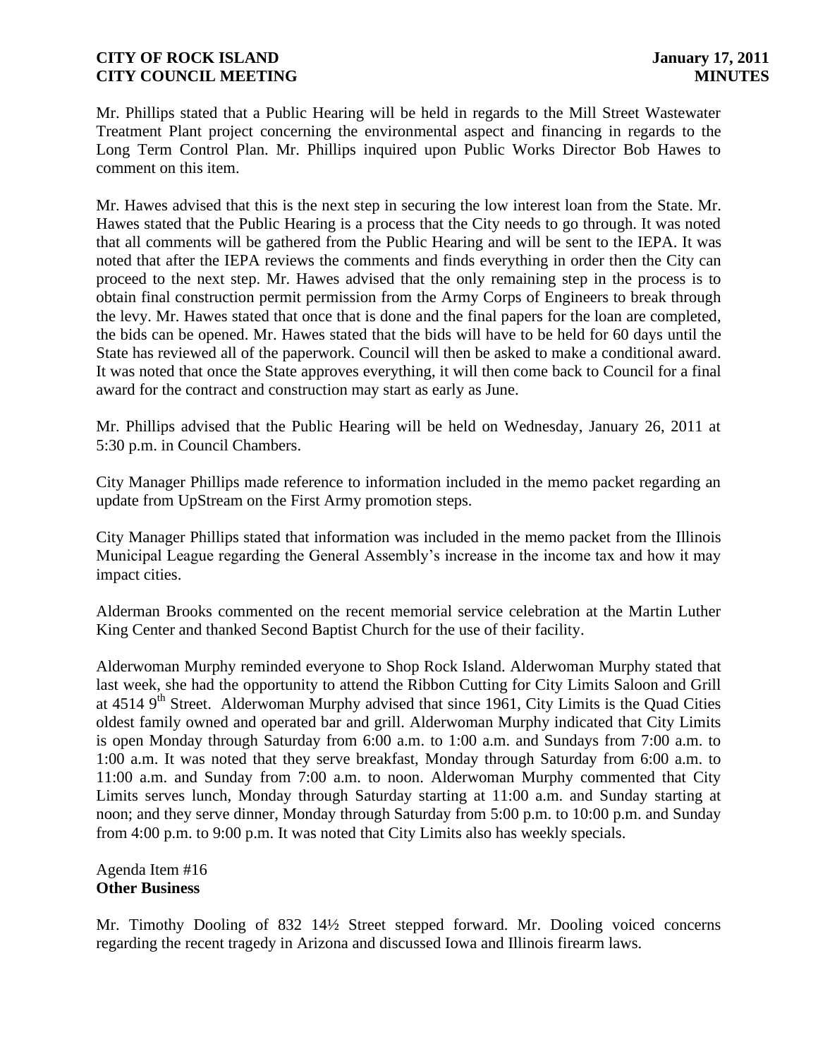Mr. Phillips stated that a Public Hearing will be held in regards to the Mill Street Wastewater Treatment Plant project concerning the environmental aspect and financing in regards to the Long Term Control Plan. Mr. Phillips inquired upon Public Works Director Bob Hawes to comment on this item.

Mr. Hawes advised that this is the next step in securing the low interest loan from the State. Mr. Hawes stated that the Public Hearing is a process that the City needs to go through. It was noted that all comments will be gathered from the Public Hearing and will be sent to the IEPA. It was noted that after the IEPA reviews the comments and finds everything in order then the City can proceed to the next step. Mr. Hawes advised that the only remaining step in the process is to obtain final construction permit permission from the Army Corps of Engineers to break through the levy. Mr. Hawes stated that once that is done and the final papers for the loan are completed, the bids can be opened. Mr. Hawes stated that the bids will have to be held for 60 days until the State has reviewed all of the paperwork. Council will then be asked to make a conditional award. It was noted that once the State approves everything, it will then come back to Council for a final award for the contract and construction may start as early as June.

Mr. Phillips advised that the Public Hearing will be held on Wednesday, January 26, 2011 at 5:30 p.m. in Council Chambers.

City Manager Phillips made reference to information included in the memo packet regarding an update from UpStream on the First Army promotion steps.

City Manager Phillips stated that information was included in the memo packet from the Illinois Municipal League regarding the General Assembly's increase in the income tax and how it may impact cities.

Alderman Brooks commented on the recent memorial service celebration at the Martin Luther King Center and thanked Second Baptist Church for the use of their facility.

Alderwoman Murphy reminded everyone to Shop Rock Island. Alderwoman Murphy stated that last week, she had the opportunity to attend the Ribbon Cutting for City Limits Saloon and Grill at 4514 9th Street. Alderwoman Murphy advised that since 1961, City Limits is the Quad Cities oldest family owned and operated bar and grill. Alderwoman Murphy indicated that City Limits is open Monday through Saturday from 6:00 a.m. to 1:00 a.m. and Sundays from 7:00 a.m. to 1:00 a.m. It was noted that they serve breakfast, Monday through Saturday from 6:00 a.m. to 11:00 a.m. and Sunday from 7:00 a.m. to noon. Alderwoman Murphy commented that City Limits serves lunch, Monday through Saturday starting at 11:00 a.m. and Sunday starting at noon; and they serve dinner, Monday through Saturday from 5:00 p.m. to 10:00 p.m. and Sunday from 4:00 p.m. to 9:00 p.m. It was noted that City Limits also has weekly specials.

Agenda Item #16
**Other Business**

Mr. Timothy Dooling of 832 14½ Street stepped forward. Mr. Dooling voiced concerns regarding the recent tragedy in Arizona and discussed Iowa and Illinois firearm laws.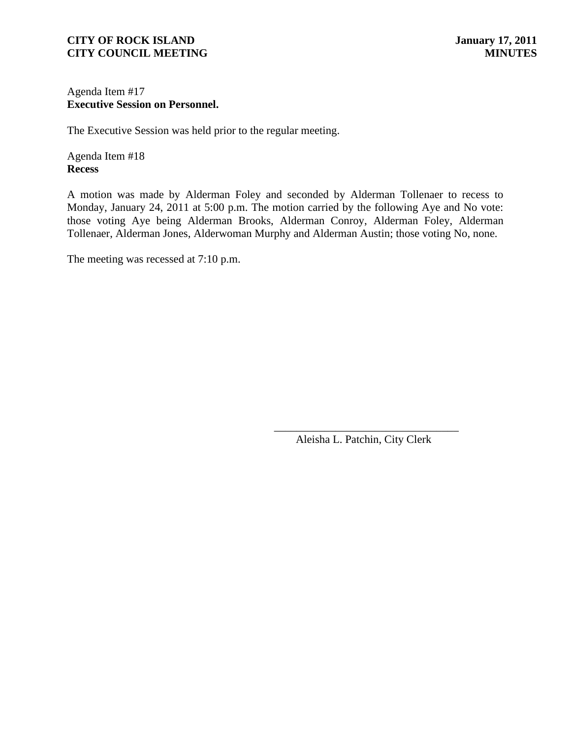Agenda Item #17
**Executive Session on Personnel.**

The Executive Session was held prior to the regular meeting.

Agenda Item #18
**Recess**

A motion was made by Alderman Foley and seconded by Alderman Tollenaer to recess to Monday, January 24, 2011 at 5:00 p.m. The motion carried by the following Aye and No vote: those voting Aye being Alderman Brooks, Alderman Conroy, Alderman Foley, Alderman Tollenaer, Alderman Jones, Alderwoman Murphy and Alderman Austin; those voting No, none.

The meeting was recessed at 7:10 p.m.

\_\_\_\_\_\_\_\_\_\_\_\_\_\_\_\_\_\_\_\_\_\_\_\_\_\_\_\_\_\_\_\_\_\_
Aleisha L. Patchin, City Clerk